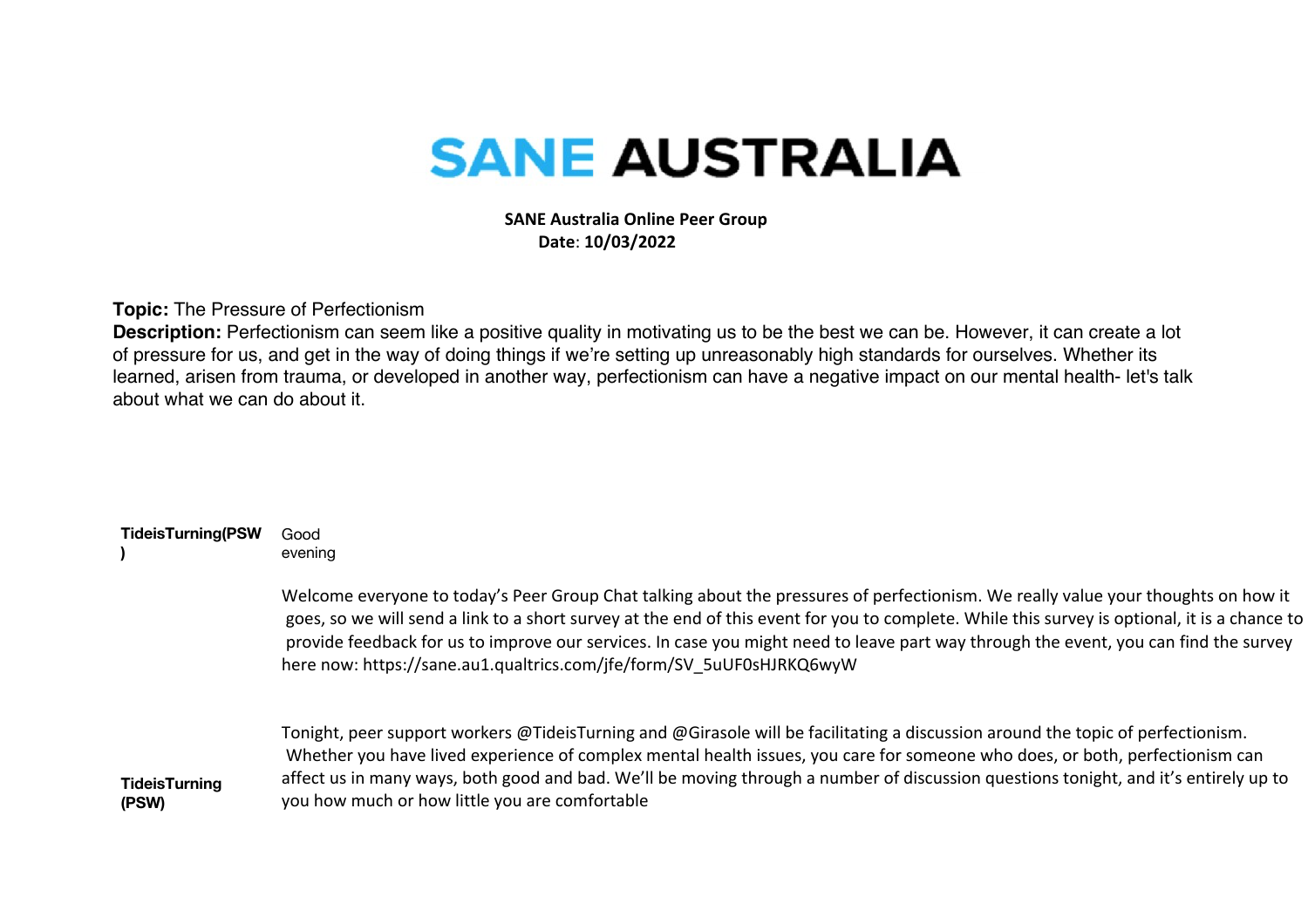# SANE AUSTRALIA

**SANE Australia Online Peer Group**
**Date**: **10/03/2022**

**Topic:** The Pressure of Perfectionism

**Description:** Perfectionism can seem like a positive quality in motivating us to be the best we can be. However, it can create a lot of pressure for us, and get in the way of doing things if we're setting up unreasonably high standards for ourselves. Whether its learned, arisen from trauma, or developed in another way, perfectionism can have a negative impact on our mental health- let's talk about what we can do about it.

**TideisTurning(PSW)**

Good evening

Welcome everyone to today's Peer Group Chat talking about the pressures of perfectionism. We really value your thoughts on how it goes, so we will send a link to a short survey at the end of this event for you to complete. While this survey is optional, it is a chance to provide feedback for us to improve our services. In case you might need to leave part way through the event, you can find the survey here now: https://sane.au1.qualtrics.com/jfe/form/SV_5uUF0sHJRKQ6wyW

**TideisTurning (PSW)**

Tonight, peer support workers @TideisTurning and @Girasole will be facilitating a discussion around the topic of perfectionism. Whether you have lived experience of complex mental health issues, you care for someone who does, or both, perfectionism can affect us in many ways, both good and bad. We'll be moving through a number of discussion questions tonight, and it's entirely up to you how much or how little you are comfortable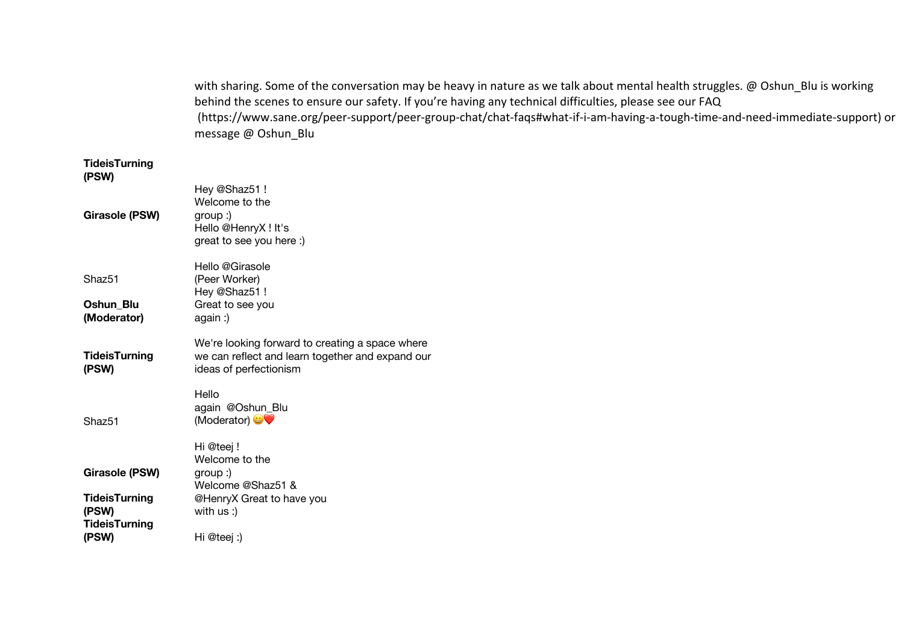with sharing. Some of the conversation may be heavy in nature as we talk about mental health struggles. @ Oshun_Blu is working behind the scenes to ensure our safety. If you're having any technical difficulties, please see our FAQ (https://www.sane.org/peer-support/peer-group-chat/chat-faqs#what-if-i-am-having-a-tough-time-and-need-immediate-support) or message @ Oshun_Blu

| | |
|---|---|
| **TideisTurning (PSW)** | Hey @Shaz51 ! Welcome to the group :) |
| **Girasole (PSW)** | Hello @HenryX ! It's great to see you here :) |
| Shaz51 | Hello @Girasole (Peer Worker) |
| **Oshun_Blu (Moderator)** | Hey @Shaz51 ! Great to see you again :) |
| **TideisTurning (PSW)** | We're looking forward to creating a space where we can reflect and learn together and expand our ideas of perfectionism |
| Shaz51 | Hello again @Oshun_Blu (Moderator) 😀❤️ |
| **Girasole (PSW)** | Hi @teej ! Welcome to the group :) |
| **TideisTurning (PSW)** | Welcome @Shaz51 & @HenryX Great to have you with us :) |
| **TideisTurning (PSW)** | Hi @teej :) |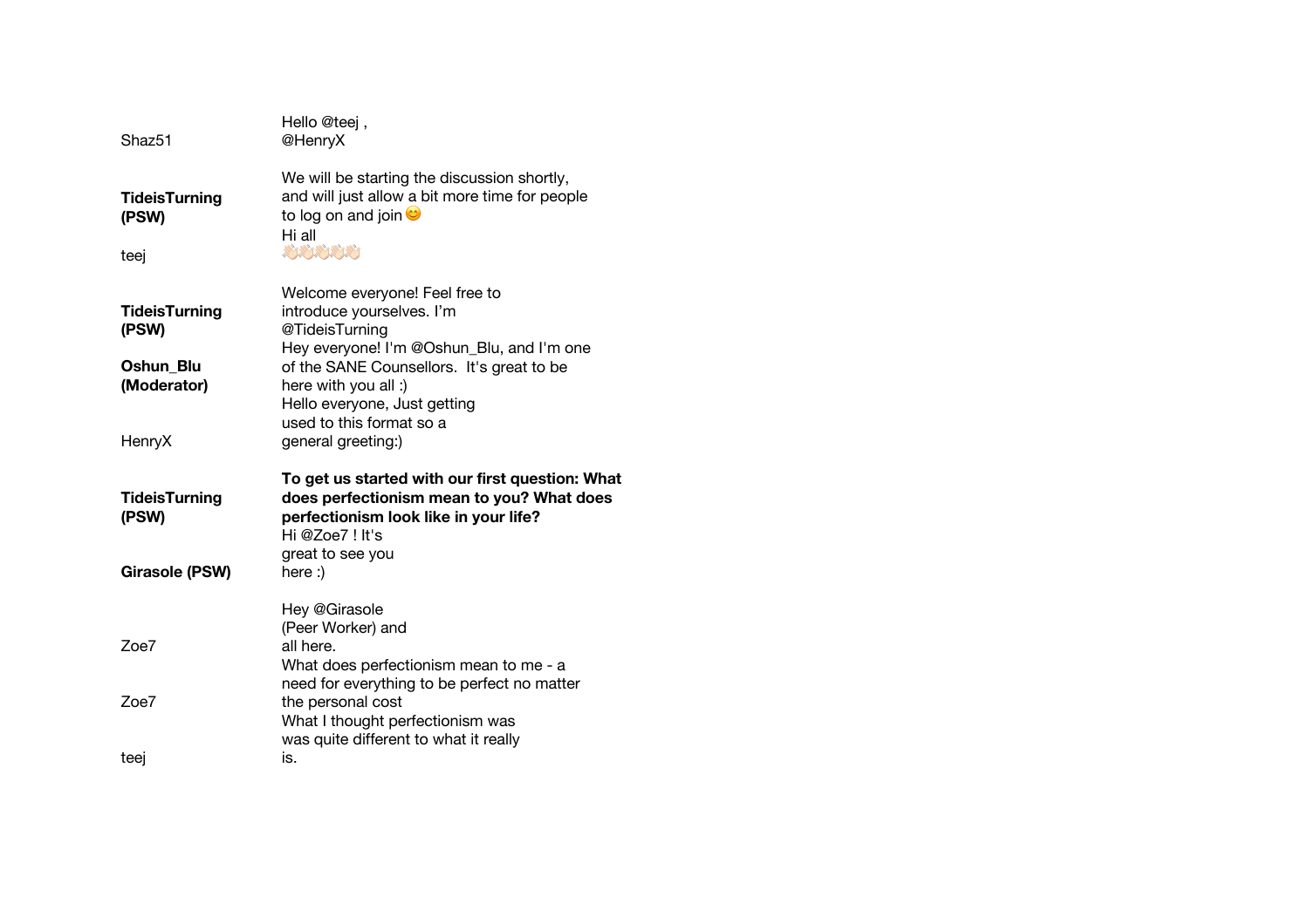| | |
|---|---|
| Shaz51 | Hello @teej , @HenryX |
| **TideisTurning (PSW)** | We will be starting the discussion shortly, and will just allow a bit more time for people to log on and join 😊 |
| teej | Hi all 👋🏻👋🏻👋🏻👋🏻👋🏻 |
| **TideisTurning (PSW)** | Welcome everyone! Feel free to introduce yourselves. I'm @TideisTurning |
| **Oshun_Blu (Moderator)** | Hey everyone! I'm @Oshun_Blu, and I'm one of the SANE Counsellors. It's great to be here with you all :) |
| HenryX | Hello everyone, Just getting used to this format so a general greeting:) |
| **TideisTurning (PSW)** | **To get us started with our first question: What does perfectionism mean to you? What does perfectionism look like in your life?** |
| **Girasole (PSW)** | Hi @Zoe7 ! It's great to see you here :) |
| Zoe7 | Hey @Girasole (Peer Worker) and all here. |
| Zoe7 | What does perfectionism mean to me - a need for everything to be perfect no matter the personal cost |
| teej | What I thought perfectionism was was quite different to what it really is. |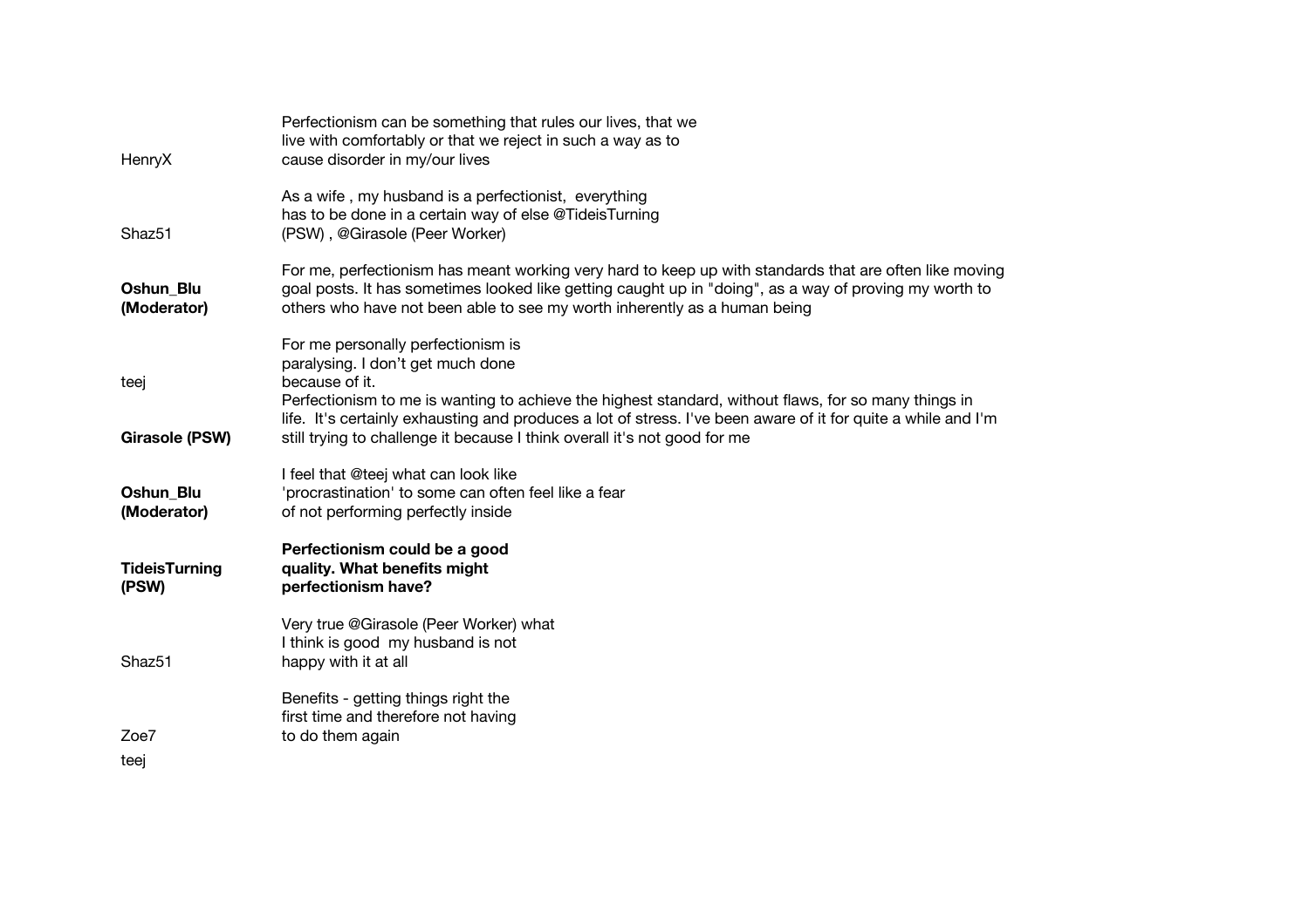| | |
|---|---|
| HenryX | Perfectionism can be something that rules our lives, that we live with comfortably or that we reject in such a way as to cause disorder in my/our lives |
| Shaz51 | As a wife , my husband is a perfectionist, everything has to be done in a certain way of else @TideisTurning (PSW) , @Girasole (Peer Worker) |
| **Oshun_Blu (Moderator)** | For me, perfectionism has meant working very hard to keep up with standards that are often like moving goal posts. It has sometimes looked like getting caught up in "doing", as a way of proving my worth to others who have not been able to see my worth inherently as a human being |
| teej | For me personally perfectionism is paralysing. I don't get much done because of it. |
| **Girasole (PSW)** | Perfectionism to me is wanting to achieve the highest standard, without flaws, for so many things in life. It's certainly exhausting and produces a lot of stress. I've been aware of it for quite a while and I'm still trying to challenge it because I think overall it's not good for me |
| **Oshun_Blu (Moderator)** | I feel that @teej what can look like 'procrastination' to some can often feel like a fear of not performing perfectly inside |
| **TideisTurning (PSW)** | **Perfectionism could be a good quality. What benefits might perfectionism have?** |
| Shaz51 | Very true @Girasole (Peer Worker) what I think is good my husband is not happy with it at all |
| Zoe7 | Benefits - getting things right the first time and therefore not having to do them again |
| teej | |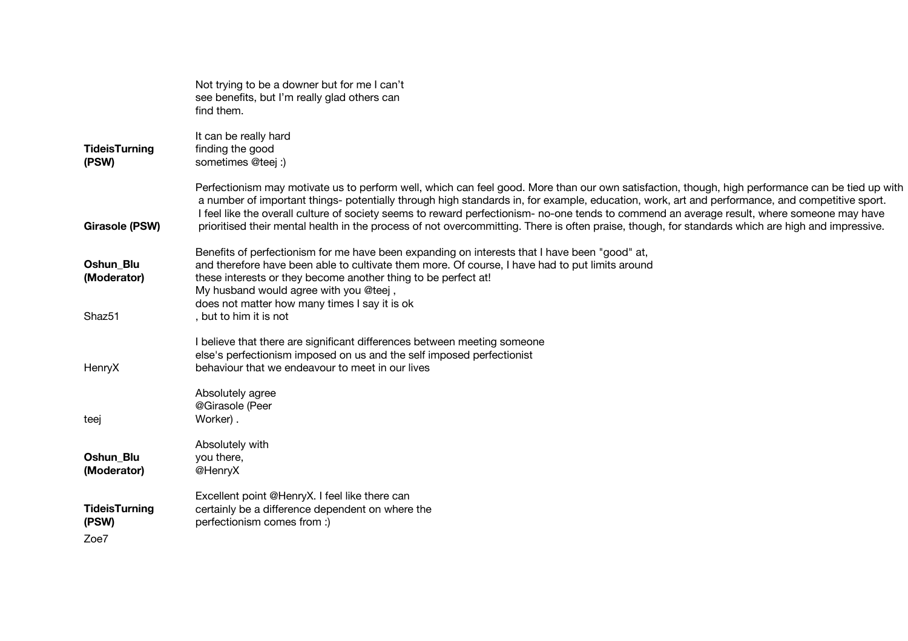Not trying to be a downer but for me I can't see benefits, but I'm really glad others can find them.

**TideisTurning (PSW)**

It can be really hard finding the good sometimes @teej :)

**Girasole (PSW)**

Perfectionism may motivate us to perform well, which can feel good. More than our own satisfaction, though, high performance can be tied up with a number of important things- potentially through high standards in, for example, education, work, art and performance, and competitive sport. I feel like the overall culture of society seems to reward perfectionism- no-one tends to commend an average result, where someone may have prioritised their mental health in the process of not overcommitting. There is often praise, though, for standards which are high and impressive.

**Oshun_Blu (Moderator)**

Benefits of perfectionism for me have been expanding on interests that I have been "good" at, and therefore have been able to cultivate them more. Of course, I have had to put limits around these interests or they become another thing to be perfect at!

Shaz51

My husband would agree with you @teej , does not matter how many times I say it is ok , but to him it is not

HenryX

I believe that there are significant differences between meeting someone else's perfectionism imposed on us and the self imposed perfectionist behaviour that we endeavour to meet in our lives

teej

Absolutely agree @Girasole (Peer Worker) .

**Oshun_Blu (Moderator)**

Absolutely with you there, @HenryX

**TideisTurning (PSW)**

Excellent point @HenryX. I feel like there can certainly be a difference dependent on where the perfectionism comes from :)

Zoe7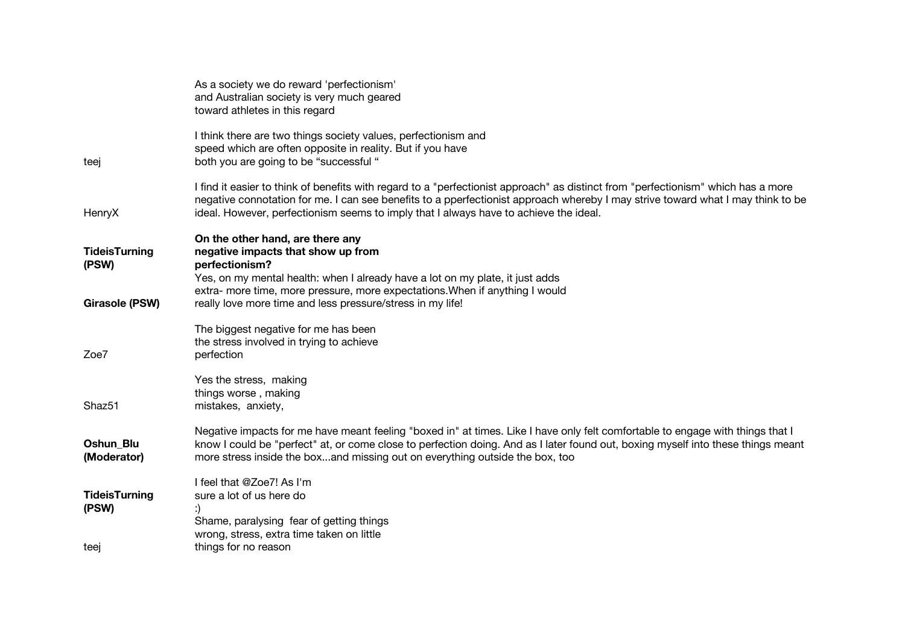As a society we do reward 'perfectionism' and Australian society is very much geared toward athletes in this regard

teej

I think there are two things society values, perfectionism and speed which are often opposite in reality. But if you have both you are going to be “successful “

HenryX

I find it easier to think of benefits with regard to a "perfectionist approach" as distinct from "perfectionism" which has a more negative connotation for me. I can see benefits to a pperfectionist approach whereby I may strive toward what I may think to be ideal. However, perfectionism seems to imply that I always have to achieve the ideal.

**TideisTurning (PSW)**

**On the other hand, are there any negative impacts that show up from perfectionism?**

**Girasole (PSW)**

Yes, on my mental health: when I already have a lot on my plate, it just adds extra- more time, more pressure, more expectations.When if anything I would really love more time and less pressure/stress in my life!

Zoe7

The biggest negative for me has been the stress involved in trying to achieve perfection

Shaz51

Yes the stress, making things worse , making mistakes, anxiety,

**Oshun_Blu (Moderator)**

Negative impacts for me have meant feeling "boxed in" at times. Like I have only felt comfortable to engage with things that I know I could be "perfect" at, or come close to perfection doing. And as I later found out, boxing myself into these things meant more stress inside the box...and missing out on everything outside the box, too

**TideisTurning (PSW)**

I feel that @Zoe7! As I'm sure a lot of us here do :)

teej

Shame, paralysing fear of getting things wrong, stress, extra time taken on little things for no reason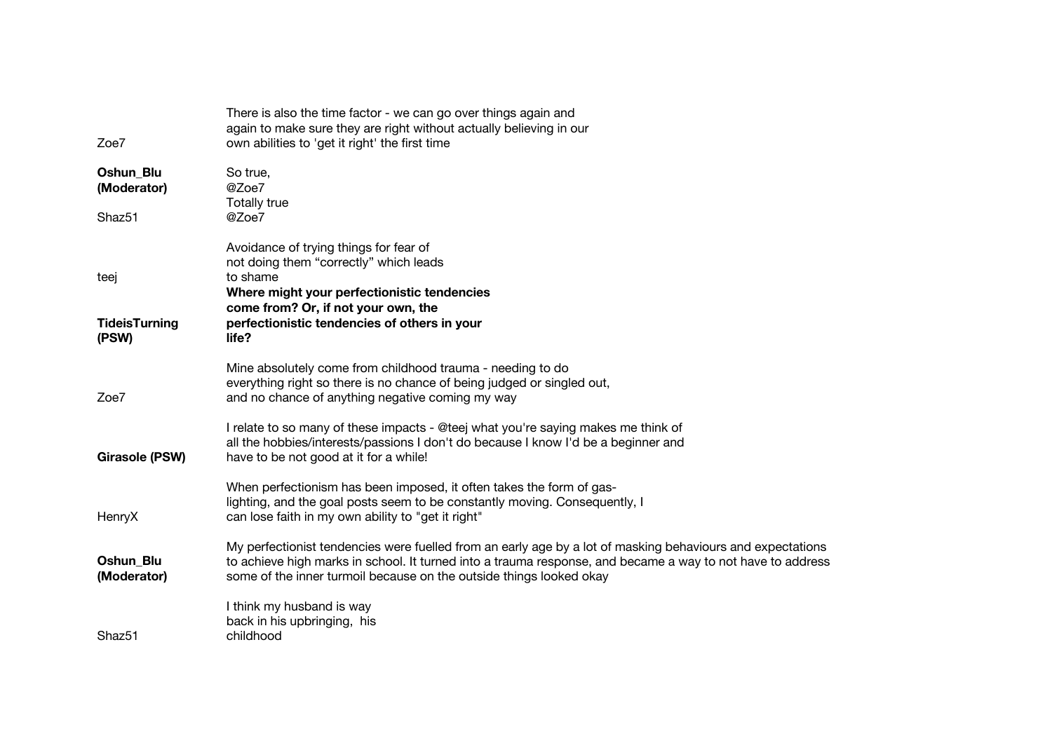**Zoe7**: There is also the time factor - we can go over things again and again to make sure they are right without actually believing in our own abilities to 'get it right' the first time

**Oshun_Blu (Moderator)**: So true, @Zoe7

**Shaz51**: Totally true @Zoe7

**teej**: Avoidance of trying things for fear of not doing them “correctly” which leads to shame

**TideisTurning (PSW)**: **Where might your perfectionistic tendencies come from? Or, if not your own, the perfectionistic tendencies of others in your life?**

**Zoe7**: Mine absolutely come from childhood trauma - needing to do everything right so there is no chance of being judged or singled out, and no chance of anything negative coming my way

**Girasole (PSW)**: I relate to so many of these impacts - @teej what you're saying makes me think of all the hobbies/interests/passions I don't do because I know I'd be a beginner and have to be not good at it for a while!

**HenryX**: When perfectionism has been imposed, it often takes the form of gas-lighting, and the goal posts seem to be constantly moving. Consequently, I can lose faith in my own ability to "get it right"

**Oshun_Blu (Moderator)**: My perfectionist tendencies were fuelled from an early age by a lot of masking behaviours and expectations to achieve high marks in school. It turned into a trauma response, and became a way to not have to address some of the inner turmoil because on the outside things looked okay

**Shaz51**: I think my husband is way back in his upbringing, his childhood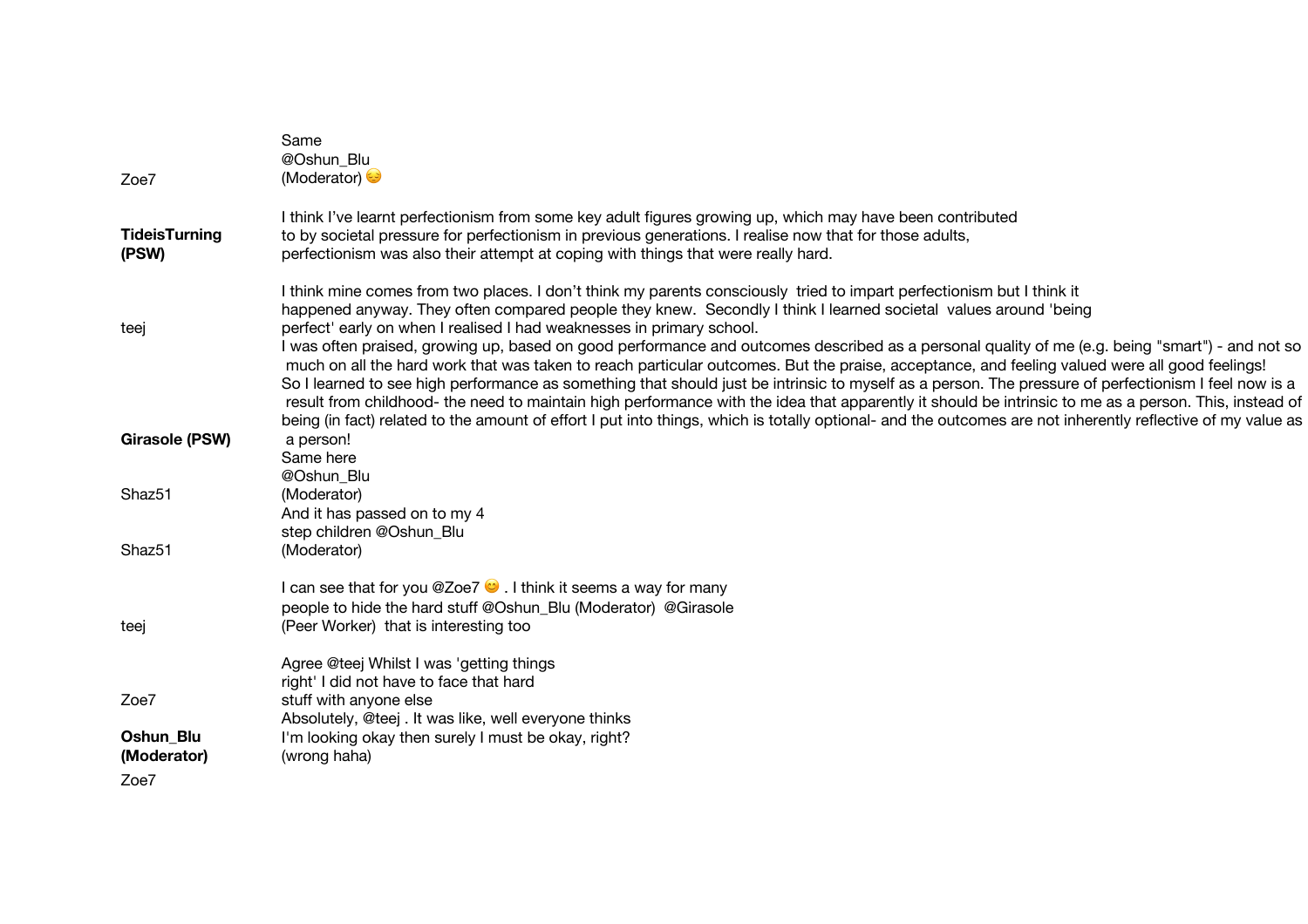| | |
|---|---|
| Zoe7 | Same @Oshun_Blu (Moderator) 😔 |
| **TideisTurning (PSW)** | I think I've learnt perfectionism from some key adult figures growing up, which may have been contributed to by societal pressure for perfectionism in previous generations. I realise now that for those adults, perfectionism was also their attempt at coping with things that were really hard. |
| teej | I think mine comes from two places. I don't think my parents consciously tried to impart perfectionism but I think it happened anyway. They often compared people they knew. Secondly I think I learned societal values around 'being perfect' early on when I realised I had weaknesses in primary school. |
| **Girasole (PSW)** | I was often praised, growing up, based on good performance and outcomes described as a personal quality of me (e.g. being "smart") - and not so much on all the hard work that was taken to reach particular outcomes. But the praise, acceptance, and feeling valued were all good feelings! So I learned to see high performance as something that should just be intrinsic to myself as a person. The pressure of perfectionism I feel now is a result from childhood- the need to maintain high performance with the idea that apparently it should be intrinsic to me as a person. This, instead of being (in fact) related to the amount of effort I put into things, which is totally optional- and the outcomes are not inherently reflective of my value as a person! |
| Shaz51 | Same here @Oshun_Blu (Moderator) |
| Shaz51 | And it has passed on to my 4 step children @Oshun_Blu (Moderator) |
| teej | I can see that for you @Zoe7 😊 . I think it seems a way for many people to hide the hard stuff @Oshun_Blu (Moderator) @Girasole (Peer Worker) that is interesting too |
| Zoe7 | Agree @teej Whilst I was 'getting things right' I did not have to face that hard stuff with anyone else |
| **Oshun_Blu (Moderator)** | Absolutely, @teej . It was like, well everyone thinks I'm looking okay then surely I must be okay, right? (wrong haha) |
| Zoe7 | |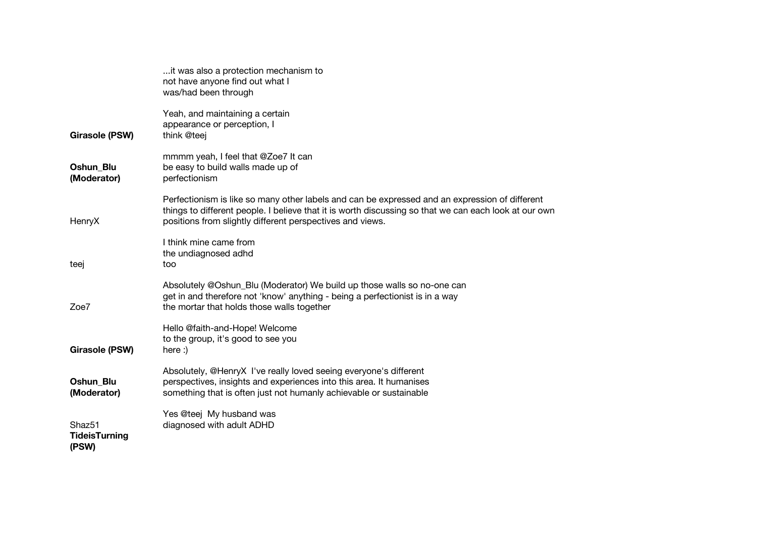| | |
|---|---|
| | ...it was also a protection mechanism to not have anyone find out what I was/had been through |
| **Girasole (PSW)** | Yeah, and maintaining a certain appearance or perception, I think @teej |
| **Oshun_Blu (Moderator)** | mmmm yeah, I feel that @Zoe7 It can be easy to build walls made up of perfectionism |
| HenryX | Perfectionism is like so many other labels and can be expressed and an expression of different things to different people. I believe that it is worth discussing so that we can each look at our own positions from slightly different perspectives and views. |
| teej | I think mine came from the undiagnosed adhd too |
| Zoe7 | Absolutely @Oshun_Blu (Moderator) We build up those walls so no-one can get in and therefore not 'know' anything - being a perfectionist is in a way the mortar that holds those walls together |
| **Girasole (PSW)** | Hello @faith-and-Hope! Welcome to the group, it's good to see you here :) |
| **Oshun_Blu (Moderator)** | Absolutely, @HenryX I've really loved seeing everyone's different perspectives, insights and experiences into this area. It humanises something that is often just not humanly achievable or sustainable |
| Shaz51 | Yes @teej My husband was diagnosed with adult ADHD |
| **TideisTurning (PSW)** | |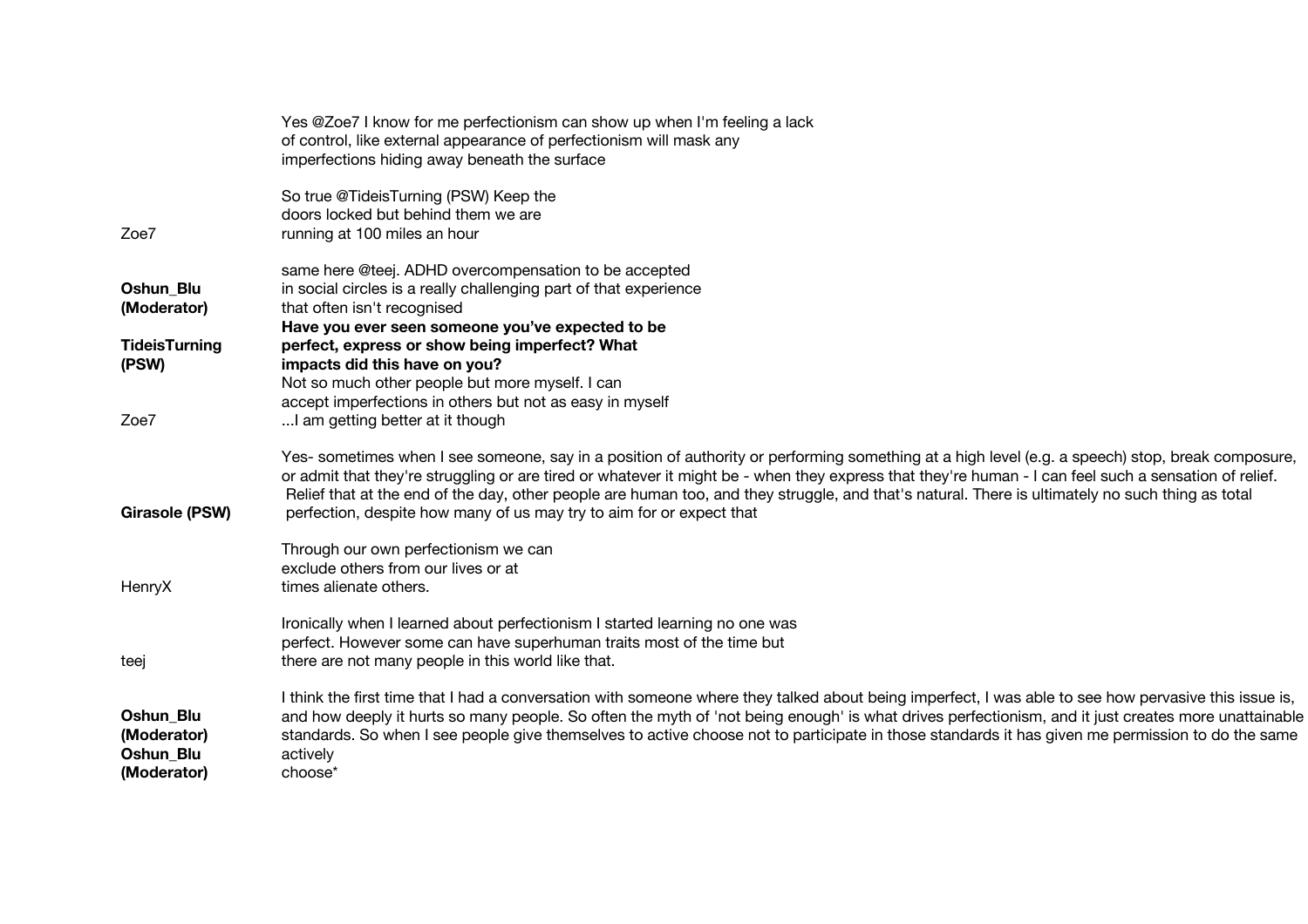| | |
|---|---|
| | Yes @Zoe7 I know for me perfectionism can show up when I'm feeling a lack of control, like external appearance of perfectionism will mask any imperfections hiding away beneath the surface |
| Zoe7 | So true @TideisTurning (PSW) Keep the doors locked but behind them we are running at 100 miles an hour |
| **Oshun_Blu (Moderator)** | same here @teej. ADHD overcompensation to be accepted in social circles is a really challenging part of that experience that often isn't recognised |
| **TideisTurning (PSW)** | **Have you ever seen someone you've expected to be perfect, express or show being imperfect? What impacts did this have on you?** |
| Zoe7 | Not so much other people but more myself. I can accept imperfections in others but not as easy in myself ...I am getting better at it though |
| **Girasole (PSW)** | Yes- sometimes when I see someone, say in a position of authority or performing something at a high level (e.g. a speech) stop, break composure, or admit that they're struggling or are tired or whatever it might be - when they express that they're human - I can feel such a sensation of relief. Relief that at the end of the day, other people are human too, and they struggle, and that's natural. There is ultimately no such thing as total perfection, despite how many of us may try to aim for or expect that |
| HenryX | Through our own perfectionism we can exclude others from our lives or at times alienate others. |
| teej | Ironically when I learned about perfectionism I started learning no one was perfect. However some can have superhuman traits most of the time but there are not many people in this world like that. |
| **Oshun_Blu (Moderator)** | I think the first time that I had a conversation with someone where they talked about being imperfect, I was able to see how pervasive this issue is, and how deeply it hurts so many people. So often the myth of 'not being enough' is what drives perfectionism, and it just creates more unattainable standards. So when I see people give themselves to active choose not to participate in those standards it has given me permission to do the same |
| **Oshun_Blu (Moderator)** | actively choose* |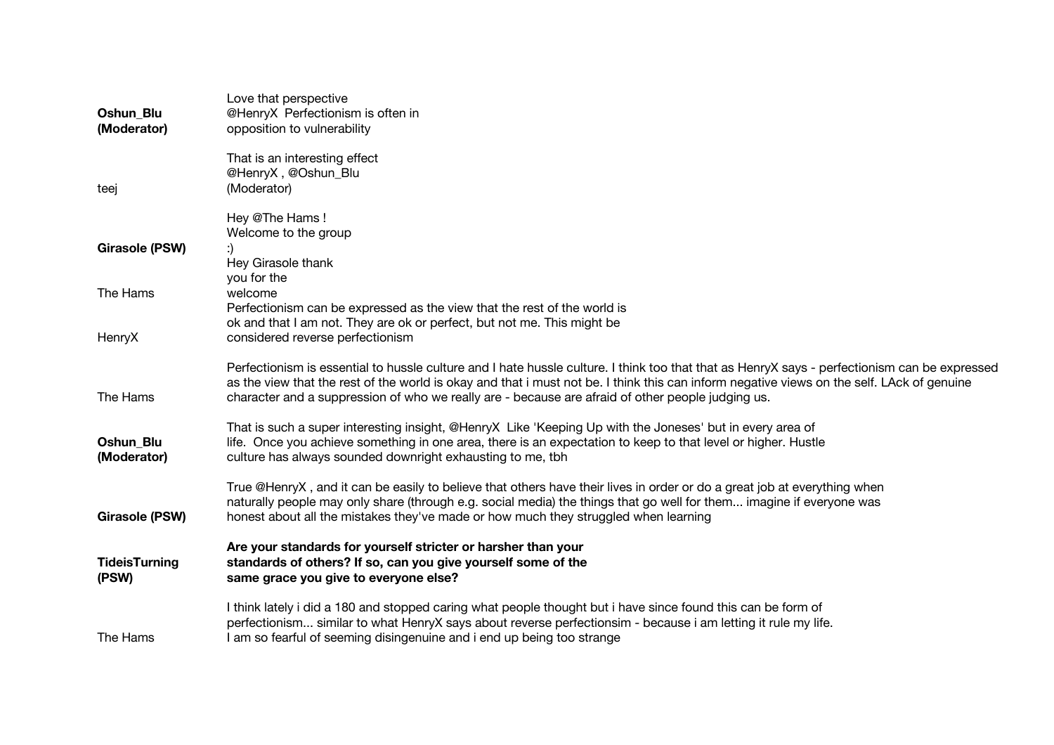**Oshun_Blu (Moderator)**
Love that perspective @HenryX Perfectionism is often in opposition to vulnerability

teej
That is an interesting effect @HenryX , @Oshun_Blu (Moderator)

**Girasole (PSW)**
Hey @The Hams ! Welcome to the group :)

The Hams
Hey Girasole thank you for the welcome

HenryX
Perfectionism can be expressed as the view that the rest of the world is ok and that I am not. They are ok or perfect, but not me. This might be considered reverse perfectionism

The Hams
Perfectionism is essential to hussle culture and I hate hussle culture. I think too that that as HenryX says - perfectionism can be expressed as the view that the rest of the world is okay and that i must not be. I think this can inform negative views on the self. LAck of genuine character and a suppression of who we really are - because are afraid of other people judging us.

**Oshun_Blu (Moderator)**
That is such a super interesting insight, @HenryX Like 'Keeping Up with the Joneses' but in every area of life. Once you achieve something in one area, there is an expectation to keep to that level or higher. Hustle culture has always sounded downright exhausting to me, tbh

**Girasole (PSW)**
True @HenryX , and it can be easily to believe that others have their lives in order or do a great job at everything when naturally people may only share (through e.g. social media) the things that go well for them... imagine if everyone was honest about all the mistakes they've made or how much they struggled when learning

**TideisTurning (PSW)**
**Are your standards for yourself stricter or harsher than your standards of others? If so, can you give yourself some of the same grace you give to everyone else?**

The Hams
I think lately i did a 180 and stopped caring what people thought but i have since found this can be form of perfectionism... similar to what HenryX says about reverse perfectionsim - because i am letting it rule my life. I am so fearful of seeming disingenuine and i end up being too strange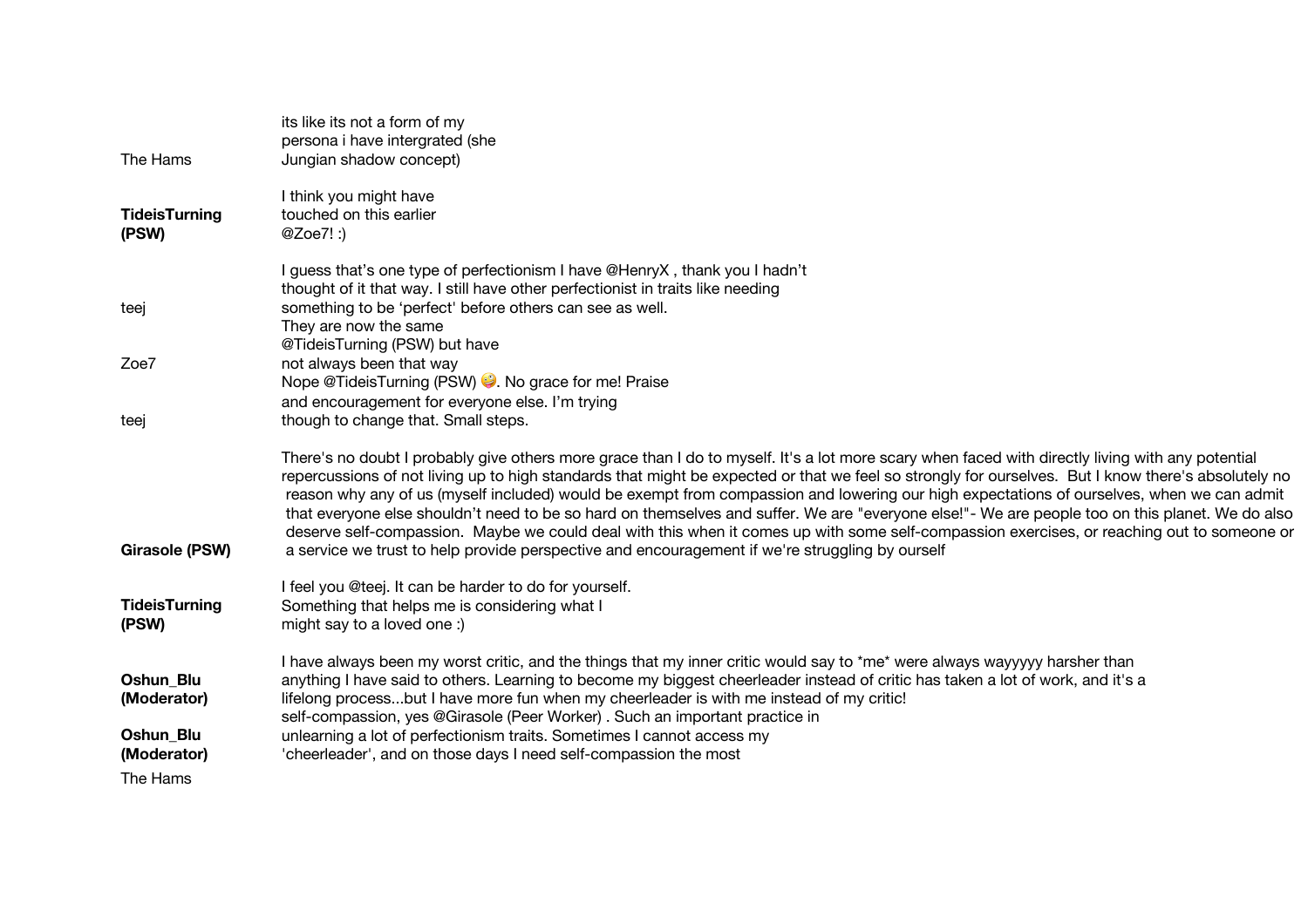| | |
|---|---|
| The Hams | its like its not a form of my persona i have intergrated (she Jungian shadow concept) |
| **TideisTurning (PSW)** | I think you might have touched on this earlier @Zoe7! :) |
| teej | I guess that's one type of perfectionism I have @HenryX , thank you I hadn't thought of it that way. I still have other perfectionist in traits like needing something to be 'perfect' before others can see as well. |
| Zoe7 | They are now the same @TideisTurning (PSW) but have not always been that way |
| teej | Nope @TideisTurning (PSW) 🤪. No grace for me! Praise and encouragement for everyone else. I'm trying though to change that. Small steps. |
| **Girasole (PSW)** | There's no doubt I probably give others more grace than I do to myself. It's a lot more scary when faced with directly living with any potential repercussions of not living up to high standards that might be expected or that we feel so strongly for ourselves. But I know there's absolutely no reason why any of us (myself included) would be exempt from compassion and lowering our high expectations of ourselves, when we can admit that everyone else shouldn't need to be so hard on themselves and suffer. We are "everyone else!"- We are people too on this planet. We do also deserve self-compassion. Maybe we could deal with this when it comes up with some self-compassion exercises, or reaching out to someone or a service we trust to help provide perspective and encouragement if we're struggling by ourself |
| **TideisTurning (PSW)** | I feel you @teej. It can be harder to do for yourself. Something that helps me is considering what I might say to a loved one :) |
| **Oshun_Blu (Moderator)** | I have always been my worst critic, and the things that my inner critic would say to *me* were always wayyyyy harsher than anything I have said to others. Learning to become my biggest cheerleader instead of critic has taken a lot of work, and it's a lifelong process...but I have more fun when my cheerleader is with me instead of my critic! |
| **Oshun_Blu (Moderator)** | self-compassion, yes @Girasole (Peer Worker) . Such an important practice in unlearning a lot of perfectionism traits. Sometimes I cannot access my 'cheerleader', and on those days I need self-compassion the most |
| The Hams | |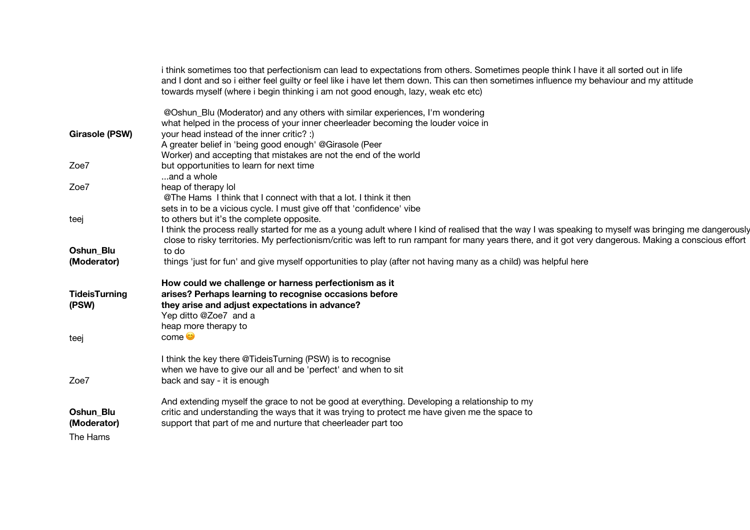i think sometimes too that perfectionism can lead to expectations from others. Sometimes people think I have it all sorted out in life and I dont and so i either feel guilty or feel like i have let them down. This can then sometimes influence my behaviour and my attitude towards myself (where i begin thinking i am not good enough, lazy, weak etc etc)

**Girasole (PSW)**: @Oshun_Blu (Moderator) and any others with similar experiences, I'm wondering what helped in the process of your inner cheerleader becoming the louder voice in your head instead of the inner critic? :)

Zoe7: A greater belief in 'being good enough' @Girasole (Peer Worker) and accepting that mistakes are not the end of the world but opportunities to learn for next time

Zoe7: ...and a whole heap of therapy lol

teej: @The Hams I think that I connect with that a lot. I think it then sets in to be a vicious cycle. I must give off that 'confidence' vibe to others but it's the complete opposite.

**Oshun_Blu (Moderator)**: I think the process really started for me as a young adult where I kind of realised that the way I was speaking to myself was bringing me dangerously close to risky territories. My perfectionism/critic was left to run rampant for many years there, and it got very dangerous. Making a conscious effort to do things 'just for fun' and give myself opportunities to play (after not having many as a child) was helpful here

**TideisTurning (PSW)**: **How could we challenge or harness perfectionism as it arises? Perhaps learning to recognise occasions before they arise and adjust expectations in advance?**

teej: Yep ditto @Zoe7 and a heap more therapy to come 😊

Zoe7: I think the key there @TideisTurning (PSW) is to recognise when we have to give our all and be 'perfect' and when to sit back and say - it is enough

**Oshun_Blu (Moderator)**: And extending myself the grace to not be good at everything. Developing a relationship to my critic and understanding the ways that it was trying to protect me have given me the space to support that part of me and nurture that cheerleader part too

The Hams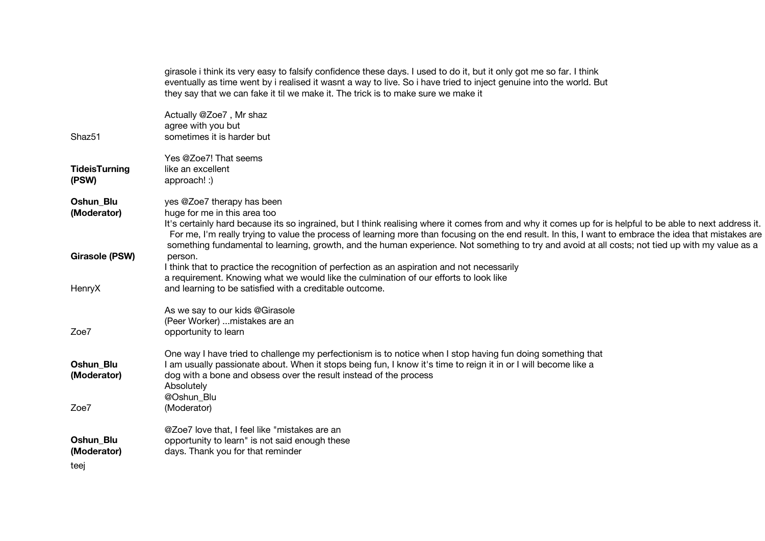girasole i think its very easy to falsify confidence these days. I used to do it, but it only got me so far. I think eventually as time went by i realised it wasnt a way to live. So i have tried to inject genuine into the world. But they say that we can fake it til we make it. The trick is to make sure we make it

Shaz51

Actually @Zoe7 , Mr shaz agree with you but sometimes it is harder but

**TideisTurning (PSW)**

Yes @Zoe7! That seems like an excellent approach! :)

**Oshun_Blu (Moderator)**

yes @Zoe7 therapy has been huge for me in this area too

**Girasole (PSW)**

It's certainly hard because its so ingrained, but I think realising where it comes from and why it comes up for is helpful to be able to next address it. For me, I'm really trying to value the process of learning more than focusing on the end result. In this, I want to embrace the idea that mistakes are something fundamental to learning, growth, and the human experience. Not something to try and avoid at all costs; not tied up with my value as a person.

HenryX

I think that to practice the recognition of perfection as an aspiration and not necessarily a requirement. Knowing what we would like the culmination of our efforts to look like and learning to be satisfied with a creditable outcome.

Zoe7

As we say to our kids @Girasole (Peer Worker) ...mistakes are an opportunity to learn

**Oshun_Blu (Moderator)**

One way I have tried to challenge my perfectionism is to notice when I stop having fun doing something that I am usually passionate about. When it stops being fun, I know it's time to reign it in or I will become like a dog with a bone and obsess over the result instead of the process

Zoe7

Absolutely @Oshun_Blu (Moderator)

**Oshun_Blu (Moderator)**

@Zoe7 love that, I feel like "mistakes are an opportunity to learn" is not said enough these days. Thank you for that reminder

teej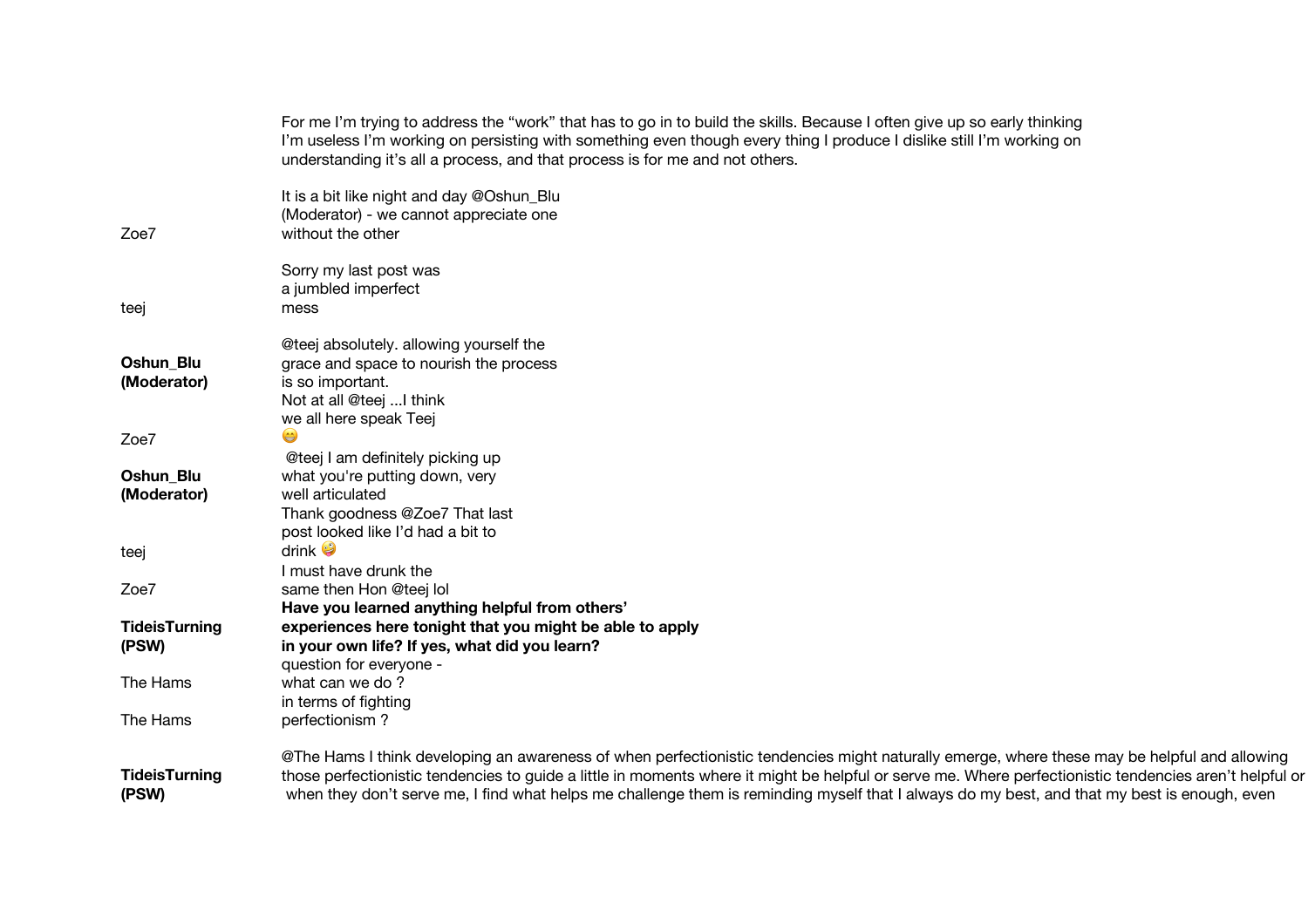| | |
|---|---|
| | For me I'm trying to address the "work" that has to go in to build the skills. Because I often give up so early thinking I'm useless I'm working on persisting with something even though every thing I produce I dislike still I'm working on understanding it's all a process, and that process is for me and not others. |
| Zoe7 | It is a bit like night and day @Oshun_Blu (Moderator) - we cannot appreciate one without the other |
| teej | Sorry my last post was a jumbled imperfect mess |
| **Oshun_Blu (Moderator)** | @teej absolutely. allowing yourself the grace and space to nourish the process is so important. |
| Zoe7 | Not at all @teej ...I think we all here speak Teej 😁 |
| **Oshun_Blu (Moderator)** | @teej I am definitely picking up what you're putting down, very well articulated |
| teej | Thank goodness @Zoe7 That last post looked like I'd had a bit to drink 🤪 |
| Zoe7 | I must have drunk the same then Hon @teej lol |
| **TideisTurning (PSW)** | **Have you learned anything helpful from others' experiences here tonight that you might be able to apply in your own life? If yes, what did you learn?** |
| The Hams | question for everyone - what can we do ? |
| The Hams | in terms of fighting perfectionism ? |
| **TideisTurning (PSW)** | @The Hams I think developing an awareness of when perfectionistic tendencies might naturally emerge, where these may be helpful and allowing those perfectionistic tendencies to guide a little in moments where it might be helpful or serve me. Where perfectionistic tendencies aren't helpful or when they don't serve me, I find what helps me challenge them is reminding myself that I always do my best, and that my best is enough, even |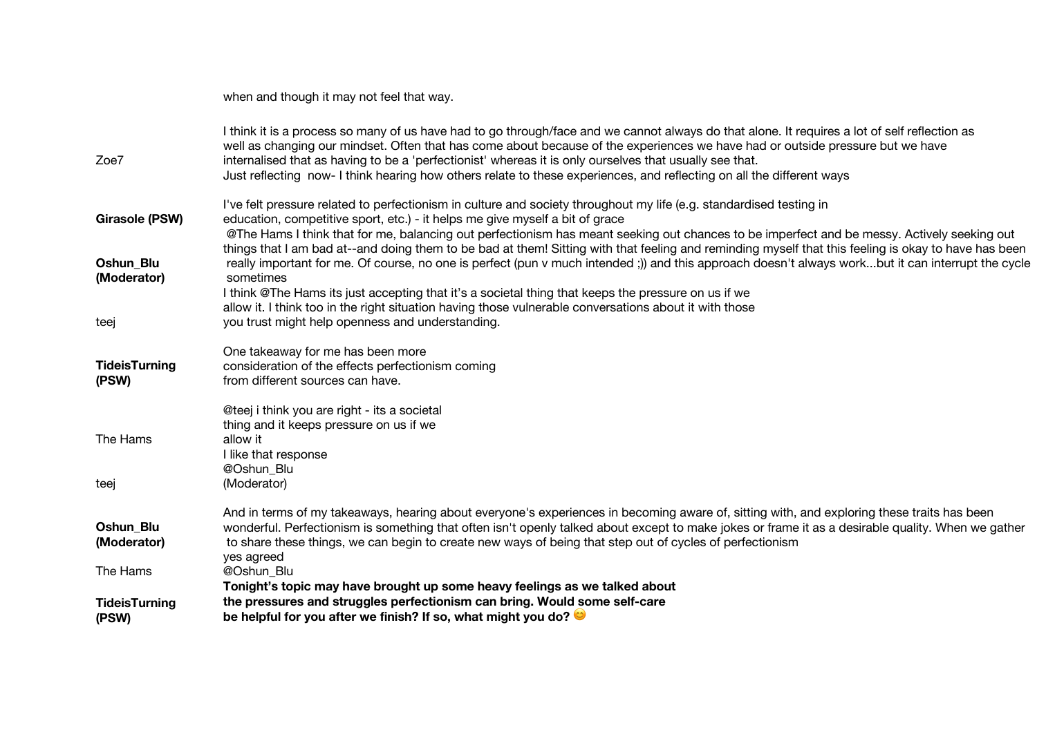| | |
|---|---|
| | when and though it may not feel that way. |
| Zoe7 | I think it is a process so many of us have had to go through/face and we cannot always do that alone. It requires a lot of self reflection as well as changing our mindset. Often that has come about because of the experiences we have had or outside pressure but we have internalised that as having to be a 'perfectionist' whereas it is only ourselves that usually see that. Just reflecting now- I think hearing how others relate to these experiences, and reflecting on all the different ways |
| **Girasole (PSW)** | I've felt pressure related to perfectionism in culture and society throughout my life (e.g. standardised testing in education, competitive sport, etc.) - it helps me give myself a bit of grace |
| **Oshun_Blu (Moderator)** | @The Hams I think that for me, balancing out perfectionism has meant seeking out chances to be imperfect and be messy. Actively seeking out things that I am bad at--and doing them to be bad at them! Sitting with that feeling and reminding myself that this feeling is okay to have has been really important for me. Of course, no one is perfect (pun v much intended ;)) and this approach doesn't always work...but it can interrupt the cycle sometimes |
| teej | I think @The Hams its just accepting that it's a societal thing that keeps the pressure on us if we allow it. I think too in the right situation having those vulnerable conversations about it with those you trust might help openness and understanding. |
| **TideisTurning (PSW)** | One takeaway for me has been more consideration of the effects perfectionism coming from different sources can have. |
| The Hams | @teej i think you are right - its a societal thing and it keeps pressure on us if we allow it |
| teej | I like that response @Oshun_Blu (Moderator) |
| **Oshun_Blu (Moderator)** | And in terms of my takeaways, hearing about everyone's experiences in becoming aware of, sitting with, and exploring these traits has been wonderful. Perfectionism is something that often isn't openly talked about except to make jokes or frame it as a desirable quality. When we gather to share these things, we can begin to create new ways of being that step out of cycles of perfectionism |
| The Hams | yes agreed @Oshun_Blu |
| **TideisTurning (PSW)** | **Tonight's topic may have brought up some heavy feelings as we talked about the pressures and struggles perfectionism can bring. Would some self-care be helpful for you after we finish? If so, what might you do?** 😊 |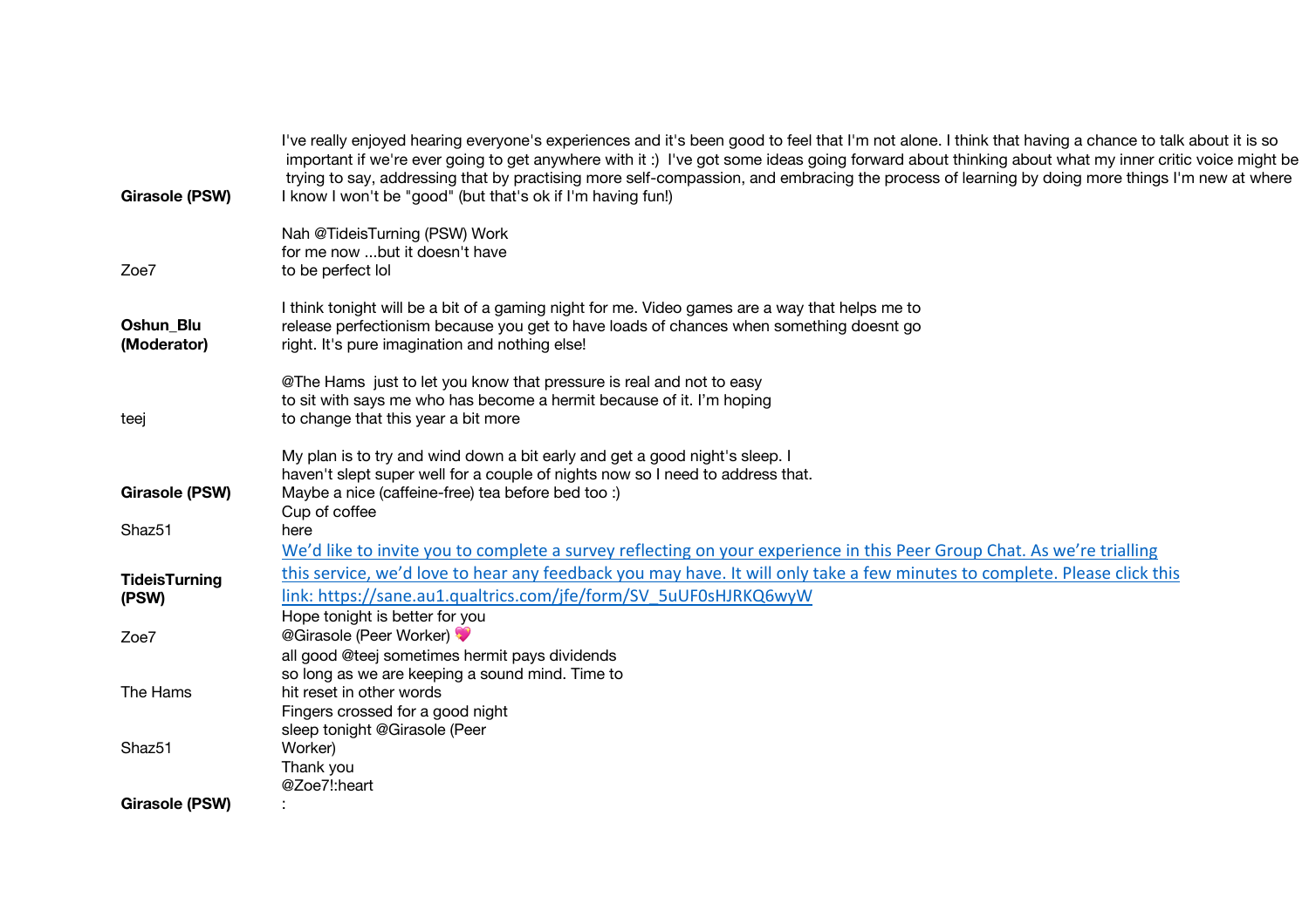| | |
|---|---|
| **Girasole (PSW)** | I've really enjoyed hearing everyone's experiences and it's been good to feel that I'm not alone. I think that having a chance to talk about it is so important if we're ever going to get anywhere with it :) I've got some ideas going forward about thinking about what my inner critic voice might be trying to say, addressing that by practising more self-compassion, and embracing the process of learning by doing more things I'm new at where I know I won't be "good" (but that's ok if I'm having fun!) |
| Zoe7 | Nah @TideisTurning (PSW) Work for me now ...but it doesn't have to be perfect lol |
| **Oshun_Blu (Moderator)** | I think tonight will be a bit of a gaming night for me. Video games are a way that helps me to release perfectionism because you get to have loads of chances when something doesnt go right. It's pure imagination and nothing else! |
| teej | @The Hams just to let you know that pressure is real and not to easy to sit with says me who has become a hermit because of it. I'm hoping to change that this year a bit more |
| **Girasole (PSW)** | My plan is to try and wind down a bit early and get a good night's sleep. I haven't slept super well for a couple of nights now so I need to address that. Maybe a nice (caffeine-free) tea before bed too :) |
| Shaz51 | Cup of coffee here |
| **TideisTurning (PSW)** | We'd like to invite you to complete a survey reflecting on your experience in this Peer Group Chat. As we're trialling this service, we'd love to hear any feedback you may have. It will only take a few minutes to complete. Please click this link: https://sane.au1.qualtrics.com/jfe/form/SV_5uUF0sHJRKQ6wyW |
| Zoe7 | Hope tonight is better for you @Girasole (Peer Worker) 💖 |
| The Hams | all good @teej sometimes hermit pays dividends so long as we are keeping a sound mind. Time to hit reset in other words |
| Shaz51 | Fingers crossed for a good night sleep tonight @Girasole (Peer Worker) |
| **Girasole (PSW)** | Thank you @Zoe7!:heart: |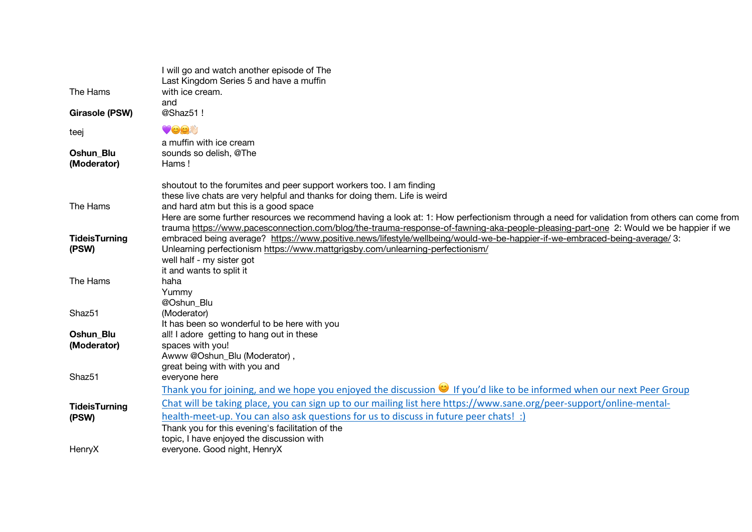| | |
|---|---|
| The Hams | I will go and watch another episode of The Last Kingdom Series 5 and have a muffin with ice cream. |
| **Girasole (PSW)** | and @Shaz51 ! |
| teej | 💜😊🤗👏🏻 |
| **Oshun_Blu (Moderator)** | a muffin with ice cream sounds so delish, @The Hams ! |
| The Hams | shoutout to the forumites and peer support workers too. I am finding these live chats are very helpful and thanks for doing them. Life is weird and hard atm but this is a good space |
| **TideisTurning (PSW)** | Here are some further resources we recommend having a look at: 1: How perfectionism through a need for validation from others can come from trauma https://www.pacesconnection.com/blog/the-trauma-response-of-fawning-aka-people-pleasing-part-one 2: Would we be happier if we embraced being average? https://www.positive.news/lifestyle/wellbeing/would-we-be-happier-if-we-embraced-being-average/ 3: Unlearning perfectionism https://www.mattgrigsby.com/unlearning-perfectionism/ |
| The Hams | well half - my sister got it and wants to split it haha |
| Shaz51 | Yummy @Oshun_Blu (Moderator) |
| **Oshun_Blu (Moderator)** | It has been so wonderful to be here with you all! I adore getting to hang out in these spaces with you! |
| Shaz51 | Awww @Oshun_Blu (Moderator) , great being with with you and everyone here |
| **TideisTurning (PSW)** | Thank you for joining, and we hope you enjoyed the discussion 😊 If you'd like to be informed when our next Peer Group Chat will be taking place, you can sign up to our mailing list here https://www.sane.org/peer-support/online-mental-health-meet-up. You can also ask questions for us to discuss in future peer chats! :) |
| HenryX | Thank you for this evening's facilitation of the topic, I have enjoyed the discussion with everyone. Good night, HenryX |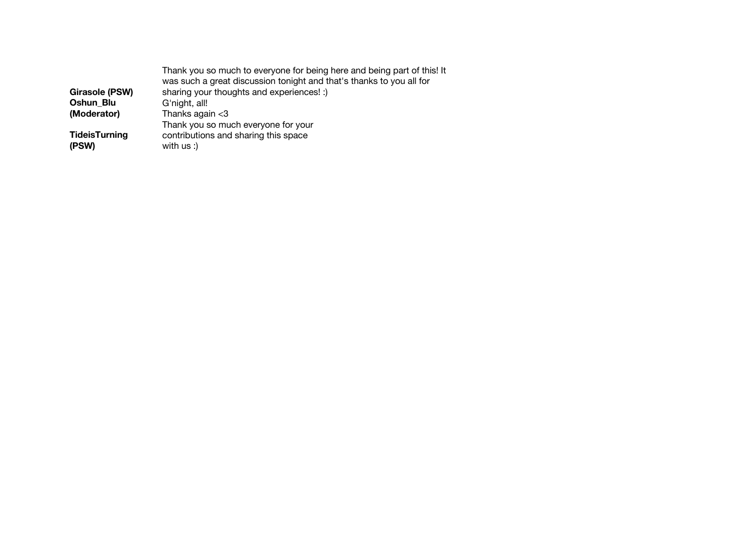| | |
|---|---|
| **Girasole (PSW)** | Thank you so much to everyone for being here and being part of this! It was such a great discussion tonight and that's thanks to you all for sharing your thoughts and experiences! :) |
| **Oshun_Blu (Moderator)** | G'night, all!<br>Thanks again <3 |
| **TideisTurning (PSW)** | Thank you so much everyone for your contributions and sharing this space with us :) |